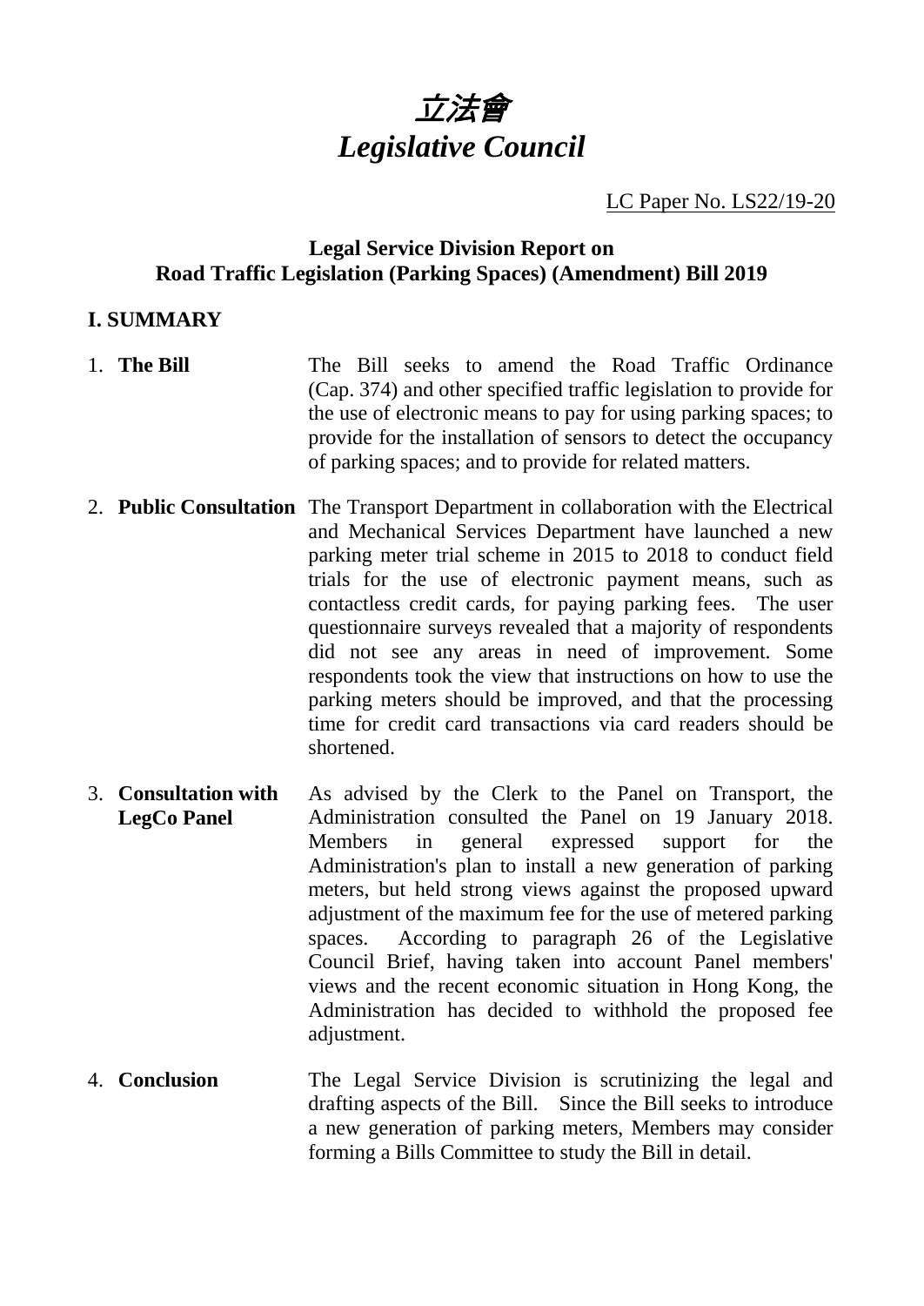# *立法會*
# *Legislative Council*

LC Paper No. LS22/19-20

**Legal Service Division Report on**
**Road Traffic Legislation (Parking Spaces) (Amendment) Bill 2019**

## I. SUMMARY

1. **The Bill** — The Bill seeks to amend the Road Traffic Ordinance (Cap. 374) and other specified traffic legislation to provide for the use of electronic means to pay for using parking spaces; to provide for the installation of sensors to detect the occupancy of parking spaces; and to provide for related matters.

2. **Public Consultation** — The Transport Department in collaboration with the Electrical and Mechanical Services Department have launched a new parking meter trial scheme in 2015 to 2018 to conduct field trials for the use of electronic payment means, such as contactless credit cards, for paying parking fees. The user questionnaire surveys revealed that a majority of respondents did not see any areas in need of improvement. Some respondents took the view that instructions on how to use the parking meters should be improved, and that the processing time for credit card transactions via card readers should be shortened.

3. **Consultation with LegCo Panel** — As advised by the Clerk to the Panel on Transport, the Administration consulted the Panel on 19 January 2018. Members in general expressed support for the Administration's plan to install a new generation of parking meters, but held strong views against the proposed upward adjustment of the maximum fee for the use of metered parking spaces. According to paragraph 26 of the Legislative Council Brief, having taken into account Panel members' views and the recent economic situation in Hong Kong, the Administration has decided to withhold the proposed fee adjustment.

4. **Conclusion** — The Legal Service Division is scrutinizing the legal and drafting aspects of the Bill. Since the Bill seeks to introduce a new generation of parking meters, Members may consider forming a Bills Committee to study the Bill in detail.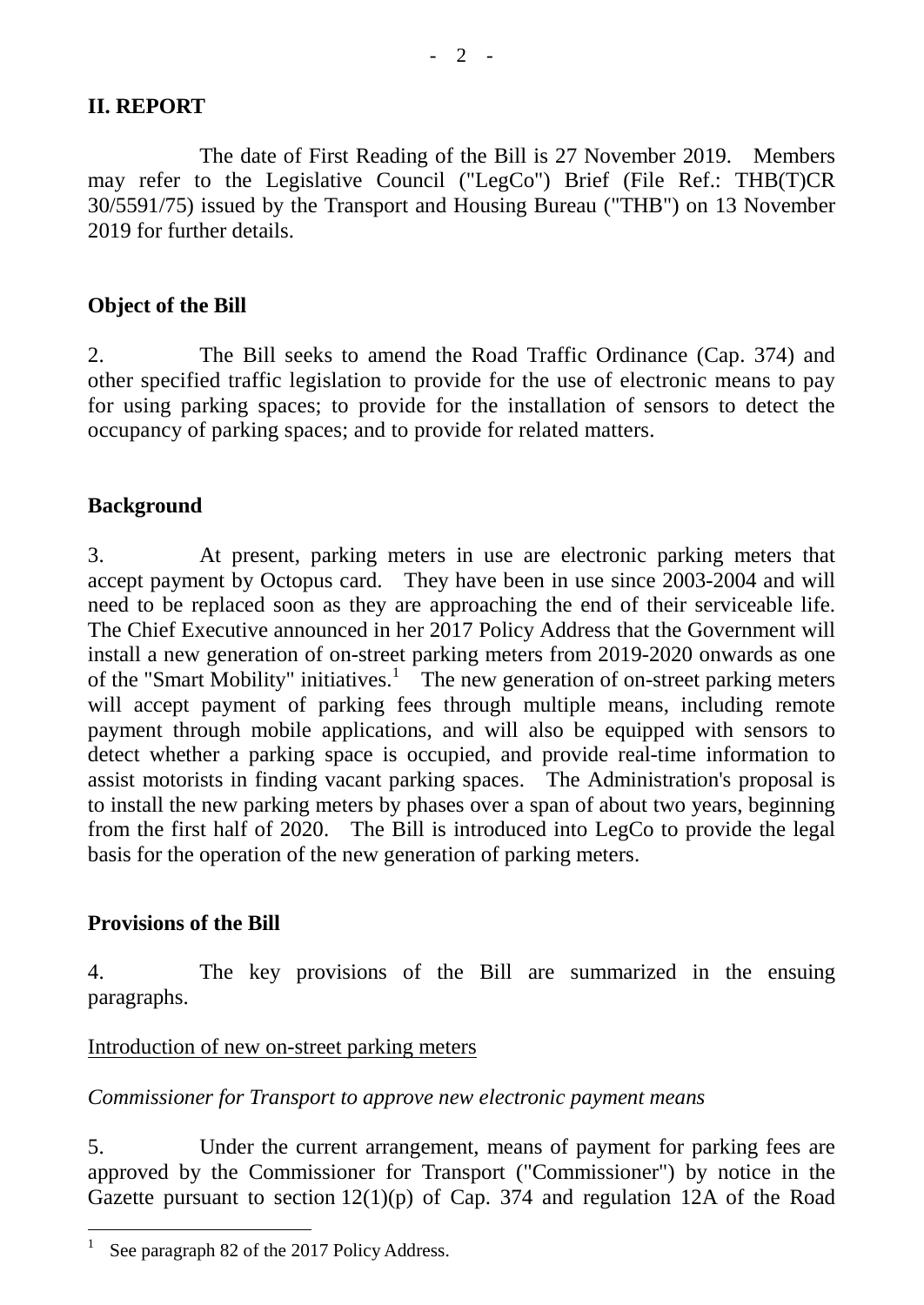## II. REPORT

The date of First Reading of the Bill is 27 November 2019. Members may refer to the Legislative Council ("LegCo") Brief (File Ref.: THB(T)CR 30/5591/75) issued by the Transport and Housing Bureau ("THB") on 13 November 2019 for further details.

### Object of the Bill

2. The Bill seeks to amend the Road Traffic Ordinance (Cap. 374) and other specified traffic legislation to provide for the use of electronic means to pay for using parking spaces; to provide for the installation of sensors to detect the occupancy of parking spaces; and to provide for related matters.

### Background

3. At present, parking meters in use are electronic parking meters that accept payment by Octopus card. They have been in use since 2003-2004 and will need to be replaced soon as they are approaching the end of their serviceable life. The Chief Executive announced in her 2017 Policy Address that the Government will install a new generation of on-street parking meters from 2019-2020 onwards as one of the "Smart Mobility" initiatives.[1] The new generation of on-street parking meters will accept payment of parking fees through multiple means, including remote payment through mobile applications, and will also be equipped with sensors to detect whether a parking space is occupied, and provide real-time information to assist motorists in finding vacant parking spaces. The Administration's proposal is to install the new parking meters by phases over a span of about two years, beginning from the first half of 2020. The Bill is introduced into LegCo to provide the legal basis for the operation of the new generation of parking meters.

### Provisions of the Bill

4. The key provisions of the Bill are summarized in the ensuing paragraphs.

<u>Introduction of new on-street parking meters</u>

*Commissioner for Transport to approve new electronic payment means*

5. Under the current arrangement, means of payment for parking fees are approved by the Commissioner for Transport ("Commissioner") by notice in the Gazette pursuant to section 12(1)(p) of Cap. 374 and regulation 12A of the Road

---

[1] See paragraph 82 of the 2017 Policy Address.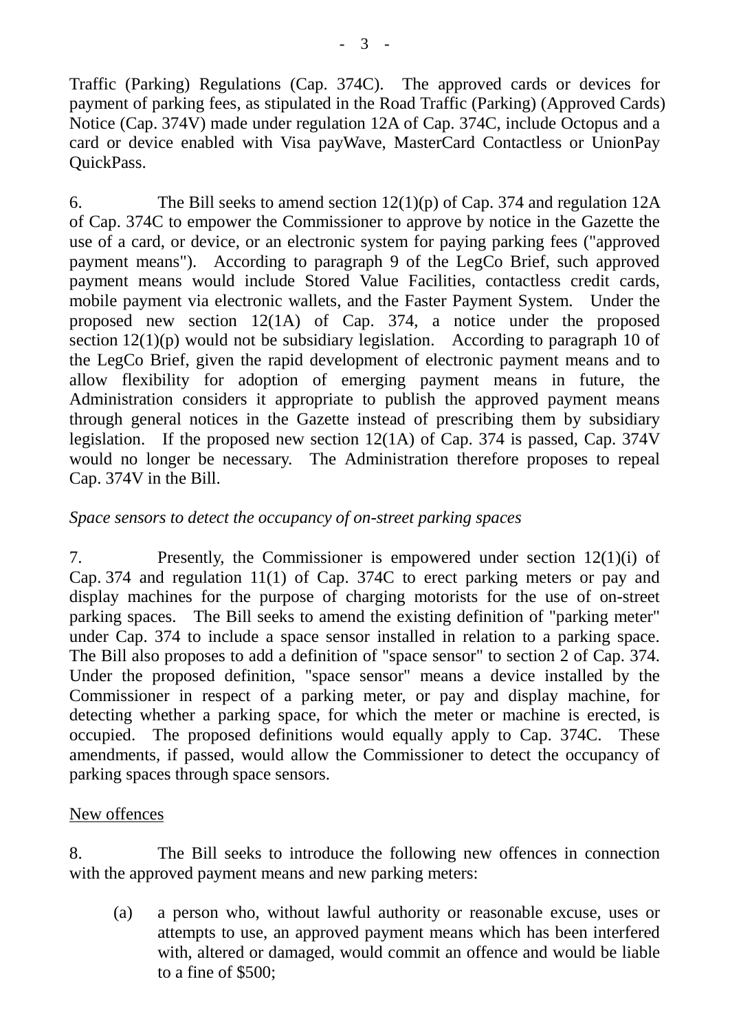Traffic (Parking) Regulations (Cap. 374C). The approved cards or devices for payment of parking fees, as stipulated in the Road Traffic (Parking) (Approved Cards) Notice (Cap. 374V) made under regulation 12A of Cap. 374C, include Octopus and a card or device enabled with Visa payWave, MasterCard Contactless or UnionPay QuickPass.

6. The Bill seeks to amend section 12(1)(p) of Cap. 374 and regulation 12A of Cap. 374C to empower the Commissioner to approve by notice in the Gazette the use of a card, or device, or an electronic system for paying parking fees ("approved payment means"). According to paragraph 9 of the LegCo Brief, such approved payment means would include Stored Value Facilities, contactless credit cards, mobile payment via electronic wallets, and the Faster Payment System. Under the proposed new section 12(1A) of Cap. 374, a notice under the proposed section 12(1)(p) would not be subsidiary legislation. According to paragraph 10 of the LegCo Brief, given the rapid development of electronic payment means and to allow flexibility for adoption of emerging payment means in future, the Administration considers it appropriate to publish the approved payment means through general notices in the Gazette instead of prescribing them by subsidiary legislation. If the proposed new section 12(1A) of Cap. 374 is passed, Cap. 374V would no longer be necessary. The Administration therefore proposes to repeal Cap. 374V in the Bill.

*Space sensors to detect the occupancy of on-street parking spaces*

7. Presently, the Commissioner is empowered under section 12(1)(i) of Cap. 374 and regulation 11(1) of Cap. 374C to erect parking meters or pay and display machines for the purpose of charging motorists for the use of on-street parking spaces. The Bill seeks to amend the existing definition of "parking meter" under Cap. 374 to include a space sensor installed in relation to a parking space. The Bill also proposes to add a definition of "space sensor" to section 2 of Cap. 374. Under the proposed definition, "space sensor" means a device installed by the Commissioner in respect of a parking meter, or pay and display machine, for detecting whether a parking space, for which the meter or machine is erected, is occupied. The proposed definitions would equally apply to Cap. 374C. These amendments, if passed, would allow the Commissioner to detect the occupancy of parking spaces through space sensors.

<u>New offences</u>

8. The Bill seeks to introduce the following new offences in connection with the approved payment means and new parking meters:

(a) a person who, without lawful authority or reasonable excuse, uses or attempts to use, an approved payment means which has been interfered with, altered or damaged, would commit an offence and would be liable to a fine of $500;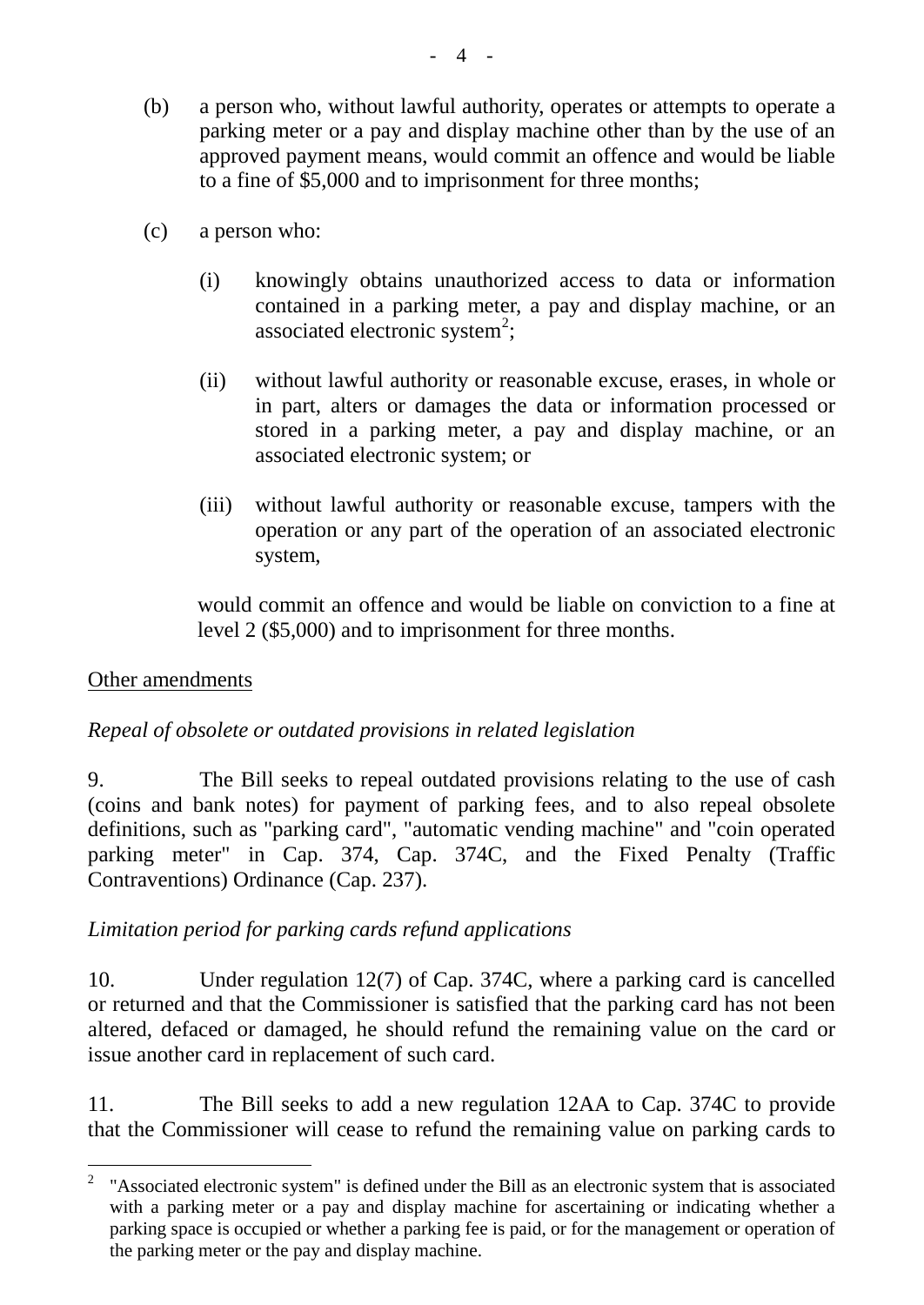(b) a person who, without lawful authority, operates or attempts to operate a parking meter or a pay and display machine other than by the use of an approved payment means, would commit an offence and would be liable to a fine of $5,000 and to imprisonment for three months;

(c) a person who:

(i) knowingly obtains unauthorized access to data or information contained in a parking meter, a pay and display machine, or an associated electronic system[2];

(ii) without lawful authority or reasonable excuse, erases, in whole or in part, alters or damages the data or information processed or stored in a parking meter, a pay and display machine, or an associated electronic system; or

(iii) without lawful authority or reasonable excuse, tampers with the operation or any part of the operation of an associated electronic system,

would commit an offence and would be liable on conviction to a fine at level 2 ($5,000) and to imprisonment for three months.

<u>Other amendments</u>

*Repeal of obsolete or outdated provisions in related legislation*

9. The Bill seeks to repeal outdated provisions relating to the use of cash (coins and bank notes) for payment of parking fees, and to also repeal obsolete definitions, such as "parking card", "automatic vending machine" and "coin operated parking meter" in Cap. 374, Cap. 374C, and the Fixed Penalty (Traffic Contraventions) Ordinance (Cap. 237).

*Limitation period for parking cards refund applications*

10. Under regulation 12(7) of Cap. 374C, where a parking card is cancelled or returned and that the Commissioner is satisfied that the parking card has not been altered, defaced or damaged, he should refund the remaining value on the card or issue another card in replacement of such card.

11. The Bill seeks to add a new regulation 12AA to Cap. 374C to provide that the Commissioner will cease to refund the remaining value on parking cards to

---

[2] "Associated electronic system" is defined under the Bill as an electronic system that is associated with a parking meter or a pay and display machine for ascertaining or indicating whether a parking space is occupied or whether a parking fee is paid, or for the management or operation of the parking meter or the pay and display machine.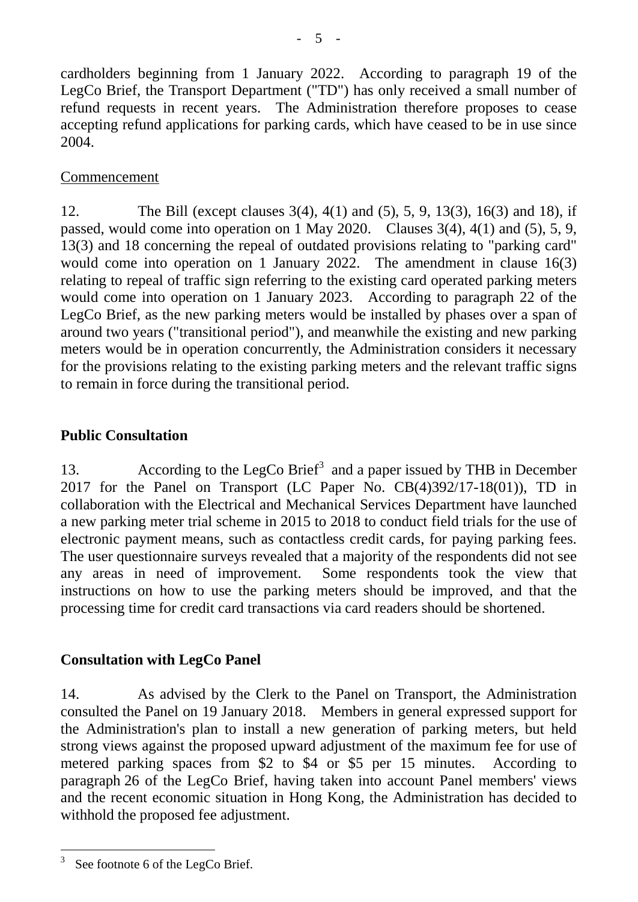cardholders beginning from 1 January 2022. According to paragraph 19 of the LegCo Brief, the Transport Department ("TD") has only received a small number of refund requests in recent years. The Administration therefore proposes to cease accepting refund applications for parking cards, which have ceased to be in use since 2004.

Commencement

12. The Bill (except clauses 3(4), 4(1) and (5), 5, 9, 13(3), 16(3) and 18), if passed, would come into operation on 1 May 2020. Clauses 3(4), 4(1) and (5), 5, 9, 13(3) and 18 concerning the repeal of outdated provisions relating to "parking card" would come into operation on 1 January 2022. The amendment in clause 16(3) relating to repeal of traffic sign referring to the existing card operated parking meters would come into operation on 1 January 2023. According to paragraph 22 of the LegCo Brief, as the new parking meters would be installed by phases over a span of around two years ("transitional period"), and meanwhile the existing and new parking meters would be in operation concurrently, the Administration considers it necessary for the provisions relating to the existing parking meters and the relevant traffic signs to remain in force during the transitional period.

## Public Consultation

13. According to the LegCo Brief[3] and a paper issued by THB in December 2017 for the Panel on Transport (LC Paper No. CB(4)392/17-18(01)), TD in collaboration with the Electrical and Mechanical Services Department have launched a new parking meter trial scheme in 2015 to 2018 to conduct field trials for the use of electronic payment means, such as contactless credit cards, for paying parking fees. The user questionnaire surveys revealed that a majority of the respondents did not see any areas in need of improvement. Some respondents took the view that instructions on how to use the parking meters should be improved, and that the processing time for credit card transactions via card readers should be shortened.

## Consultation with LegCo Panel

14. As advised by the Clerk to the Panel on Transport, the Administration consulted the Panel on 19 January 2018. Members in general expressed support for the Administration's plan to install a new generation of parking meters, but held strong views against the proposed upward adjustment of the maximum fee for use of metered parking spaces from $2 to $4 or $5 per 15 minutes. According to paragraph 26 of the LegCo Brief, having taken into account Panel members' views and the recent economic situation in Hong Kong, the Administration has decided to withhold the proposed fee adjustment.

---

[3] See footnote 6 of the LegCo Brief.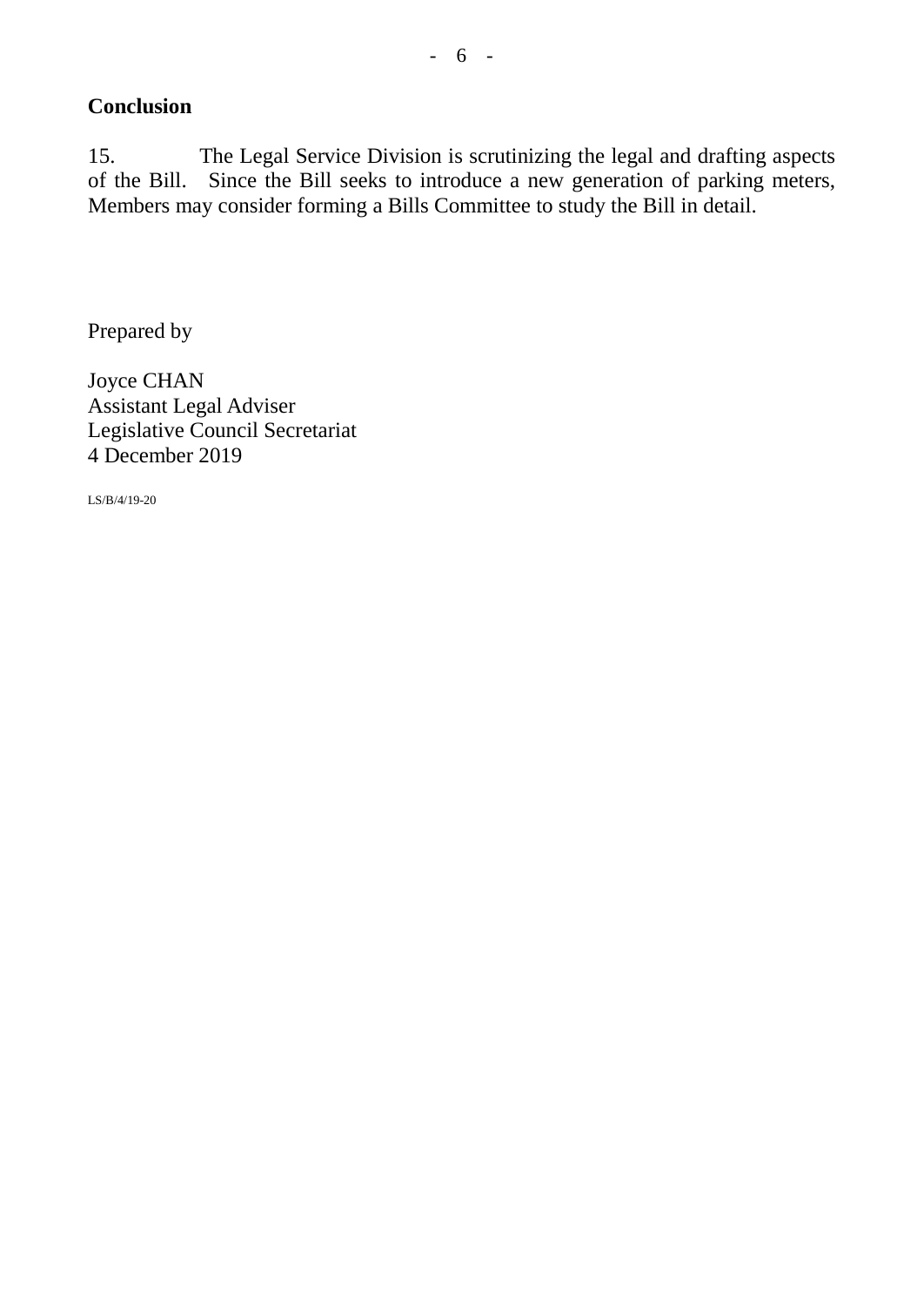**Conclusion**

15. The Legal Service Division is scrutinizing the legal and drafting aspects of the Bill. Since the Bill seeks to introduce a new generation of parking meters, Members may consider forming a Bills Committee to study the Bill in detail.

Prepared by

Joyce CHAN
Assistant Legal Adviser
Legislative Council Secretariat
4 December 2019

LS/B/4/19-20